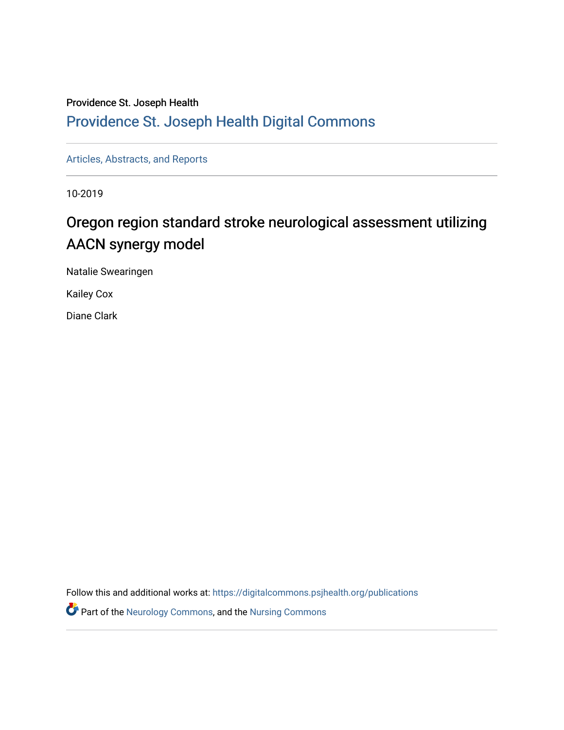Providence St. Joseph Health

# Providence St. Joseph Health Digital Commons

Articles, Abstracts, and Reports

10-2019

## Oregon region standard stroke neurological assessment utilizing AACN synergy model

Natalie Swearingen

Kailey Cox

Diane Clark

Follow this and additional works at: https://digitalcommons.psjhealth.org/publications

Part of the Neurology Commons, and the Nursing Commons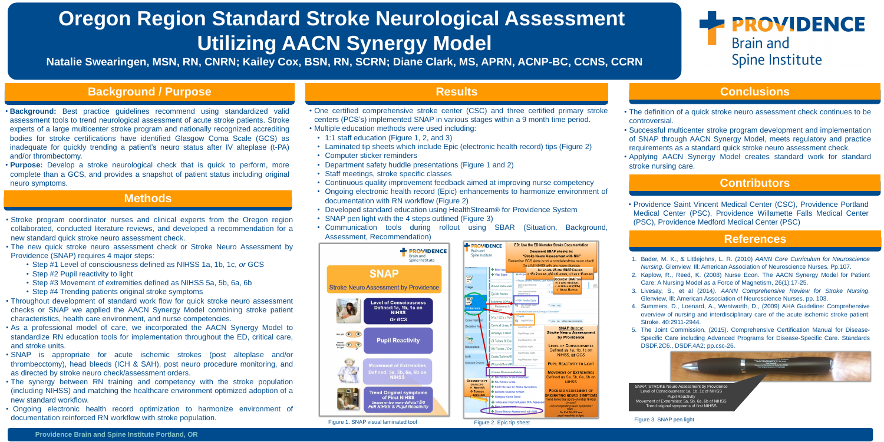# Oregon Region Standard Stroke Neurological Assessment Utilizing AACN Synergy Model

**Natalie Swearingen, MSN, RN, CNRN; Kailey Cox, BSN, RN, SCRN; Diane Clark, MS, APRN, ACNP-BC, CCNS, CCRN**

PROVIDENCE Brain and Spine Institute

## Background / Purpose

- **Background:** Best practice guidelines recommend using standardized valid assessment tools to trend neurological assessment of acute stroke patients. Stroke experts of a large multicenter stroke program and nationally recognized accrediting bodies for stroke certifications have identified Glasgow Coma Scale (GCS) as inadequate for quickly trending a patient's neuro status after IV alteplase (t-PA) and/or thrombectomy.
- **Purpose:** Develop a stroke neurological check that is quick to perform, more complete than a GCS, and provides a snapshot of patient status including original neuro symptoms.

## Methods

- Stroke program coordinator nurses and clinical experts from the Oregon region collaborated, conducted literature reviews, and developed a recommendation for a new standard quick stroke neuro assessment check.
- The new quick stroke neuro assessment check or Stroke Neuro Assessment by Providence (SNAP) requires 4 major steps:
  - Step #1 Level of consciousness defined as NIHSS 1a, 1b, 1c, *or* GCS
  - Step #2 Pupil reactivity to light
  - Step #3 Movement of extremities defined as NIHSS 5a, 5b, 6a, 6b
  - Step #4 Trending patients original stroke symptoms
- Throughout development of standard work flow for quick stroke neuro assessment checks or SNAP we applied the AACN Synergy Model combining stroke patient characteristics, health care environment, and nurse competencies.
- As a professional model of care, we incorporated the AACN Synergy Model to standardize RN education tools for implementation throughout the ED, critical care, and stroke units.
- SNAP is appropriate for acute ischemic strokes (post alteplase and/or thrombecctomy), head bleeds (ICH & SAH), post neuro procedure monitoring, and as directed by stroke neuro check/assessment orders.
- The synergy between RN training and competency with the stroke population (including NIHSS) and matching the healthcare environment optimized adoption of a new standard workflow.
- Ongoing electronic health record optimization to harmonize environment of documentation reinforced RN workflow with stroke population.

## Results

- One certified comprehensive stroke center (CSC) and three certified primary stroke centers (PCS's) implemented SNAP in various stages within a 9 month time period.
- Multiple education methods were used including:
  - 1:1 staff education (Figure 1, 2, and 3)
  - Laminated tip sheets which include Epic (electronic health record) tips (Figure 2)
  - Computer sticker reminders
  - Department safety huddle presentations (Figure 1 and 2)
  - Staff meetings, stroke specific classes
  - Continuous quality improvement feedback aimed at improving nurse competency
  - Ongoing electronic health record (Epic) enhancements to harmonize environment of documentation with RN workflow (Figure 2)
  - Developed standard education using HealthStream® for Providence System
  - SNAP pen light with the 4 steps outlined (Figure 3)
  - Communication tools during rollout using SBAR (Situation, Background, Assessment, Recommendation)

Figure 1. SNAP visual laminated tool

Figure 2. Epic tip sheet

## Conclusions

- The definition of a quick stroke neuro assessment check continues to be controversial.
- Successful multicenter stroke program development and implementation of SNAP through AACN Synergy Model, meets regulatory and practice requirements as a standard quick stroke neuro assessment check.
- Applying AACN Synergy Model creates standard work for standard stroke nursing care.

## Contributors

- Providence Saint Vincent Medical Center (CSC), Providence Portland Medical Center (PSC), Providence Willamette Falls Medical Center (PSC), Providence Medford Medical Center (PSC)

## References

1. Bader, M. K., & Littlejohns, L. R. (2010) *AANN Core Curriculum for Neuroscience Nursing*. Glenview, Ill: American Association of Neuroscience Nurses. Pp.107.
2. Kaplow, R., Reed, K. (2008) Nurse Econ. The AACN Synergy Model for Patient Care: A Nursing Model as a Force of Magnetism, 26(1):17-25.
3. Livesay, S., et al (2014*). AANN Comprehensive Review for Stroke Nursing*. Glenview, Ill: American Association of Neuroscience Nurses. pp. 103.
4. Summers, D., Loenard, A., Wentworth, D., (2009) AHA Guideline: Comprehensive overview of nursing and interdisciplinary care of the acute ischemic stroke patient. Stroke. 40:2911-2944.
5. The Joint Commission. (2015). Comprehensive Certification Manual for Disease-Specific Care including Advanced Programs for Disease-Specific Care. Standards DSDF.2C6., DSDF.4A2; pp.csc-26.

SNAP: STROKE Neuro Assessment by Providence
Level of Consciousness: 1a, 1b, 1c of NIHSS
Pupil Reactivity
Movement of Extremities: 5a, 5b, 6a, 6b of NIHSS
Trend original symptoms of first NIHSS

Figure 3. SNAP pen light

Providence Brain and Spine Institute Portland, OR